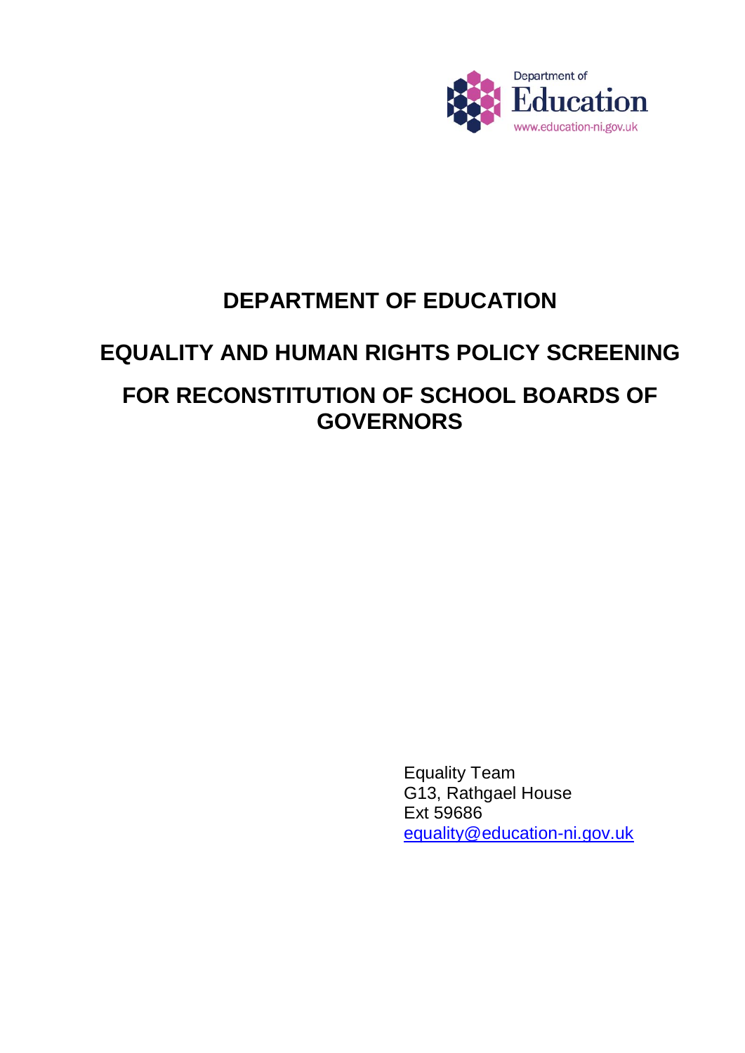Department of Education
www.education-ni.gov.uk

# DEPARTMENT OF EDUCATION

# EQUALITY AND HUMAN RIGHTS POLICY SCREENING

# FOR RECONSTITUTION OF SCHOOL BOARDS OF GOVERNORS

Equality Team
G13, Rathgael House
Ext 59686
equality@education-ni.gov.uk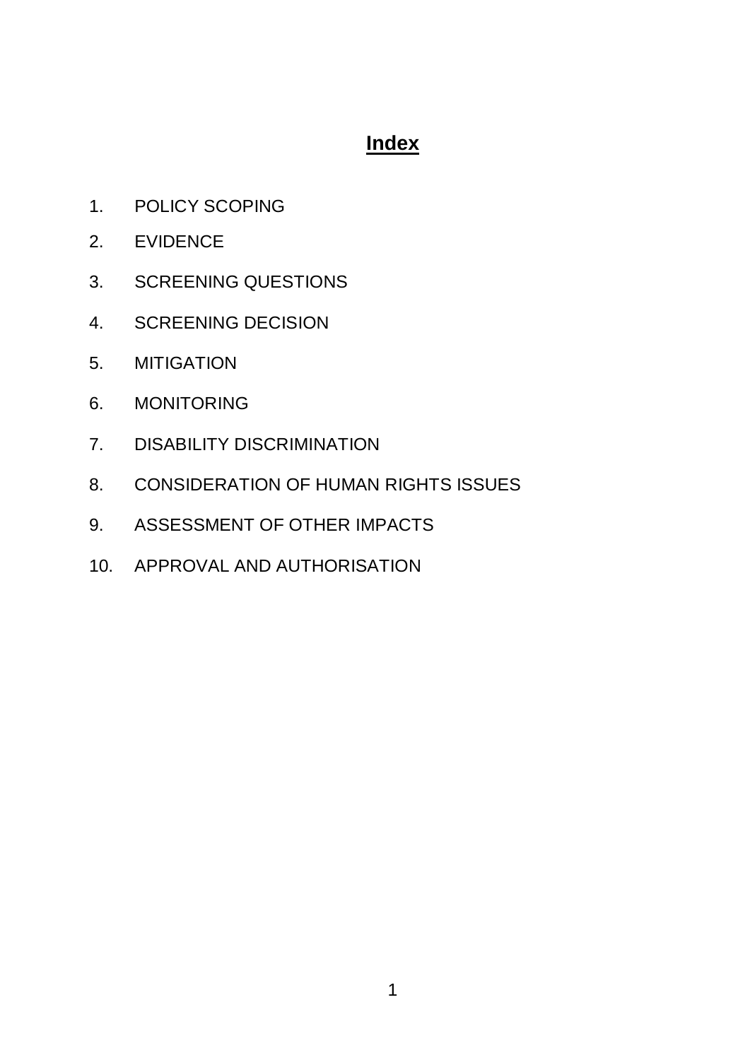# Index

1. POLICY SCOPING
2. EVIDENCE
3. SCREENING QUESTIONS
4. SCREENING DECISION
5. MITIGATION
6. MONITORING
7. DISABILITY DISCRIMINATION
8. CONSIDERATION OF HUMAN RIGHTS ISSUES
9. ASSESSMENT OF OTHER IMPACTS
10. APPROVAL AND AUTHORISATION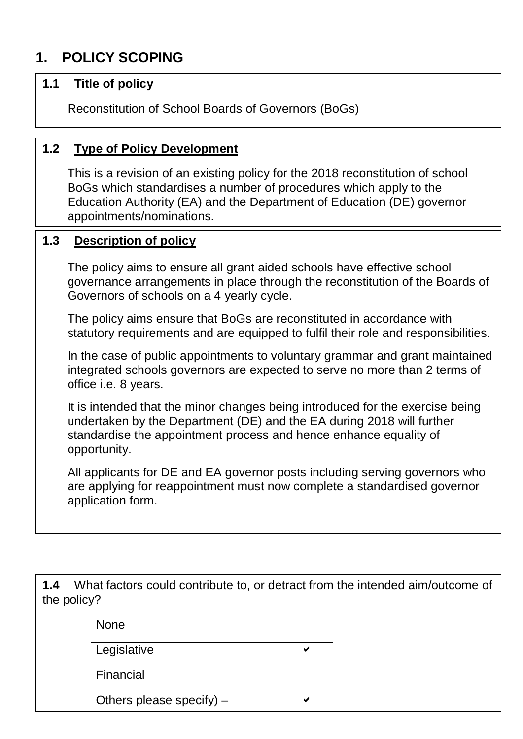# 1. POLICY SCOPING

## 1.1 Title of policy

Reconstitution of School Boards of Governors (BoGs)

## 1.2 Type of Policy Development

This is a revision of an existing policy for the 2018 reconstitution of school BoGs which standardises a number of procedures which apply to the Education Authority (EA) and the Department of Education (DE) governor appointments/nominations.

## 1.3 Description of policy

The policy aims to ensure all grant aided schools have effective school governance arrangements in place through the reconstitution of the Boards of Governors of schools on a 4 yearly cycle.

The policy aims ensure that BoGs are reconstituted in accordance with statutory requirements and are equipped to fulfil their role and responsibilities.

In the case of public appointments to voluntary grammar and grant maintained integrated schools governors are expected to serve no more than 2 terms of office i.e. 8 years.

It is intended that the minor changes being introduced for the exercise being undertaken by the Department (DE) and the EA during 2018 will further standardise the appointment process and hence enhance equality of opportunity.

All applicants for DE and EA governor posts including serving governors who are applying for reappointment must now complete a standardised governor application form.

**1.4** What factors could contribute to, or detract from the intended aim/outcome of the policy?

| | |
|---|---|
| None | |
| Legislative | ✔ |
| Financial | |
| Others please specify) – | ✔ |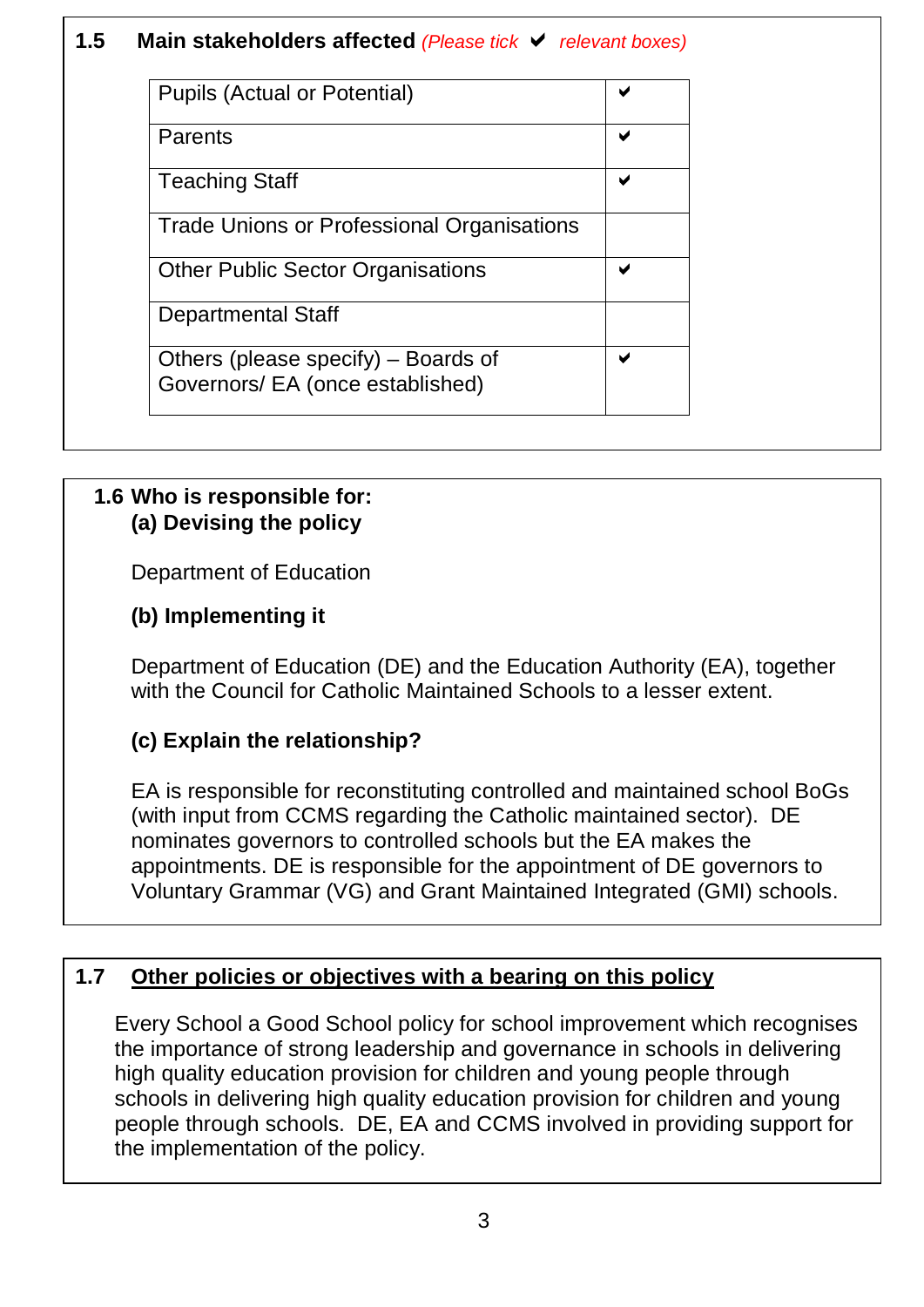**1.5 Main stakeholders affected** *(Please tick ✔ relevant boxes)*

| | |
|---|---|
| Pupils (Actual or Potential) | ✔ |
| Parents | ✔ |
| Teaching Staff | ✔ |
| Trade Unions or Professional Organisations | |
| Other Public Sector Organisations | ✔ |
| Departmental Staff | |
| Others (please specify) – Boards of Governors/ EA (once established) | ✔ |

**1.6 Who is responsible for:**

**(a) Devising the policy**

Department of Education

**(b) Implementing it**

Department of Education (DE) and the Education Authority (EA), together with the Council for Catholic Maintained Schools to a lesser extent.

**(c) Explain the relationship?**

EA is responsible for reconstituting controlled and maintained school BoGs (with input from CCMS regarding the Catholic maintained sector). DE nominates governors to controlled schools but the EA makes the appointments. DE is responsible for the appointment of DE governors to Voluntary Grammar (VG) and Grant Maintained Integrated (GMI) schools.

**1.7 <u>Other policies or objectives with a bearing on this policy</u>**

Every School a Good School policy for school improvement which recognises the importance of strong leadership and governance in schools in delivering high quality education provision for children and young people through schools in delivering high quality education provision for children and young people through schools. DE, EA and CCMS involved in providing support for the implementation of the policy.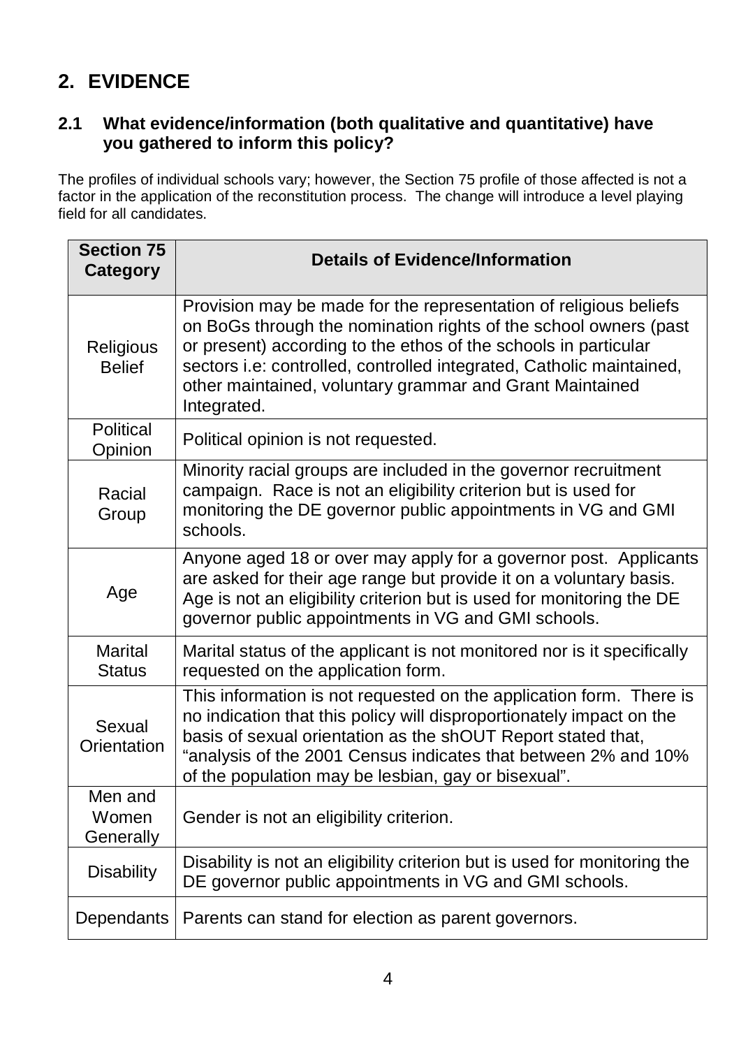## 2. EVIDENCE

### 2.1 What evidence/information (both qualitative and quantitative) have you gathered to inform this policy?

The profiles of individual schools vary; however, the Section 75 profile of those affected is not a factor in the application of the reconstitution process. The change will introduce a level playing field for all candidates.

| Section 75 Category | Details of Evidence/Information |
|---|---|
| Religious Belief | Provision may be made for the representation of religious beliefs on BoGs through the nomination rights of the school owners (past or present) according to the ethos of the schools in particular sectors i.e: controlled, controlled integrated, Catholic maintained, other maintained, voluntary grammar and Grant Maintained Integrated. |
| Political Opinion | Political opinion is not requested. |
| Racial Group | Minority racial groups are included in the governor recruitment campaign. Race is not an eligibility criterion but is used for monitoring the DE governor public appointments in VG and GMI schools. |
| Age | Anyone aged 18 or over may apply for a governor post. Applicants are asked for their age range but provide it on a voluntary basis. Age is not an eligibility criterion but is used for monitoring the DE governor public appointments in VG and GMI schools. |
| Marital Status | Marital status of the applicant is not monitored nor is it specifically requested on the application form. |
| Sexual Orientation | This information is not requested on the application form. There is no indication that this policy will disproportionately impact on the basis of sexual orientation as the shOUT Report stated that, "analysis of the 2001 Census indicates that between 2% and 10% of the population may be lesbian, gay or bisexual". |
| Men and Women Generally | Gender is not an eligibility criterion. |
| Disability | Disability is not an eligibility criterion but is used for monitoring the DE governor public appointments in VG and GMI schools. |
| Dependants | Parents can stand for election as parent governors. |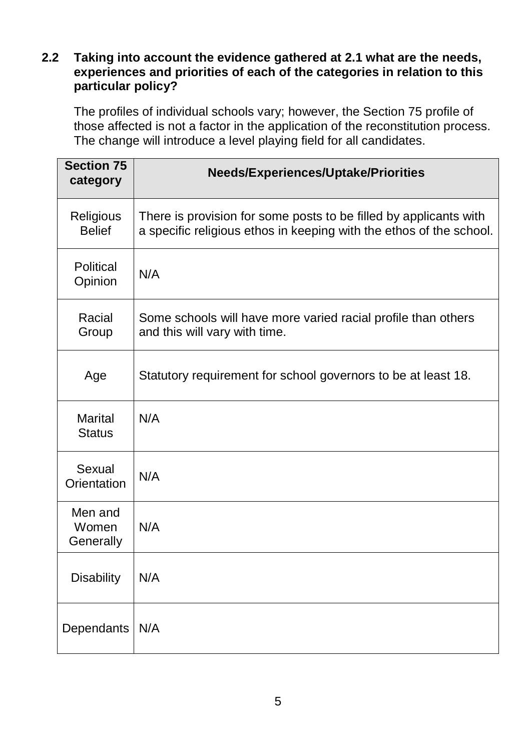**2.2 Taking into account the evidence gathered at 2.1 what are the needs, experiences and priorities of each of the categories in relation to this particular policy?**

The profiles of individual schools vary; however, the Section 75 profile of those affected is not a factor in the application of the reconstitution process. The change will introduce a level playing field for all candidates.

| Section 75 category | Needs/Experiences/Uptake/Priorities |
|---|---|
| Religious Belief | There is provision for some posts to be filled by applicants with a specific religious ethos in keeping with the ethos of the school. |
| Political Opinion | N/A |
| Racial Group | Some schools will have more varied racial profile than others and this will vary with time. |
| Age | Statutory requirement for school governors to be at least 18. |
| Marital Status | N/A |
| Sexual Orientation | N/A |
| Men and Women Generally | N/A |
| Disability | N/A |
| Dependants | N/A |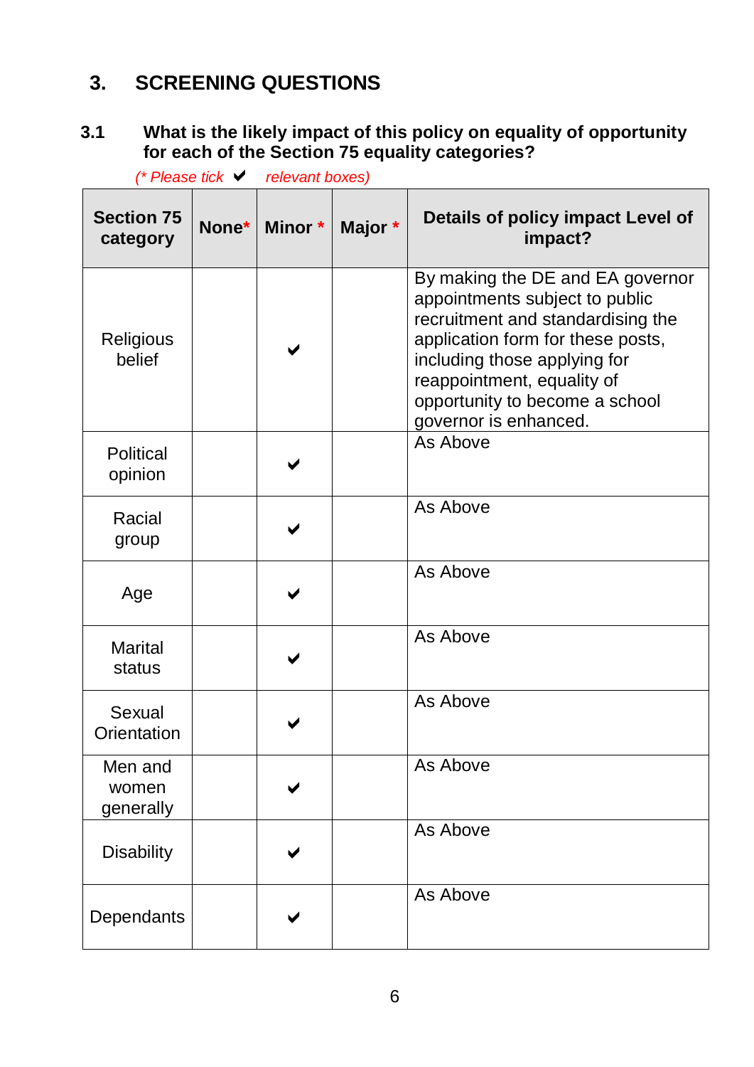## 3. SCREENING QUESTIONS

### 3.1 What is the likely impact of this policy on equality of opportunity for each of the Section 75 equality categories?

*(* Please tick ✔ relevant boxes)*

| Section 75 category | None* | Minor * | Major * | Details of policy impact Level of impact? |
|---|---|---|---|---|
| Religious belief | | ✔ | | By making the DE and EA governor appointments subject to public recruitment and standardising the application form for these posts, including those applying for reappointment, equality of opportunity to become a school governor is enhanced. |
| Political opinion | | ✔ | | As Above |
| Racial group | | ✔ | | As Above |
| Age | | ✔ | | As Above |
| Marital status | | ✔ | | As Above |
| Sexual Orientation | | ✔ | | As Above |
| Men and women generally | | ✔ | | As Above |
| Disability | | ✔ | | As Above |
| Dependants | | ✔ | | As Above |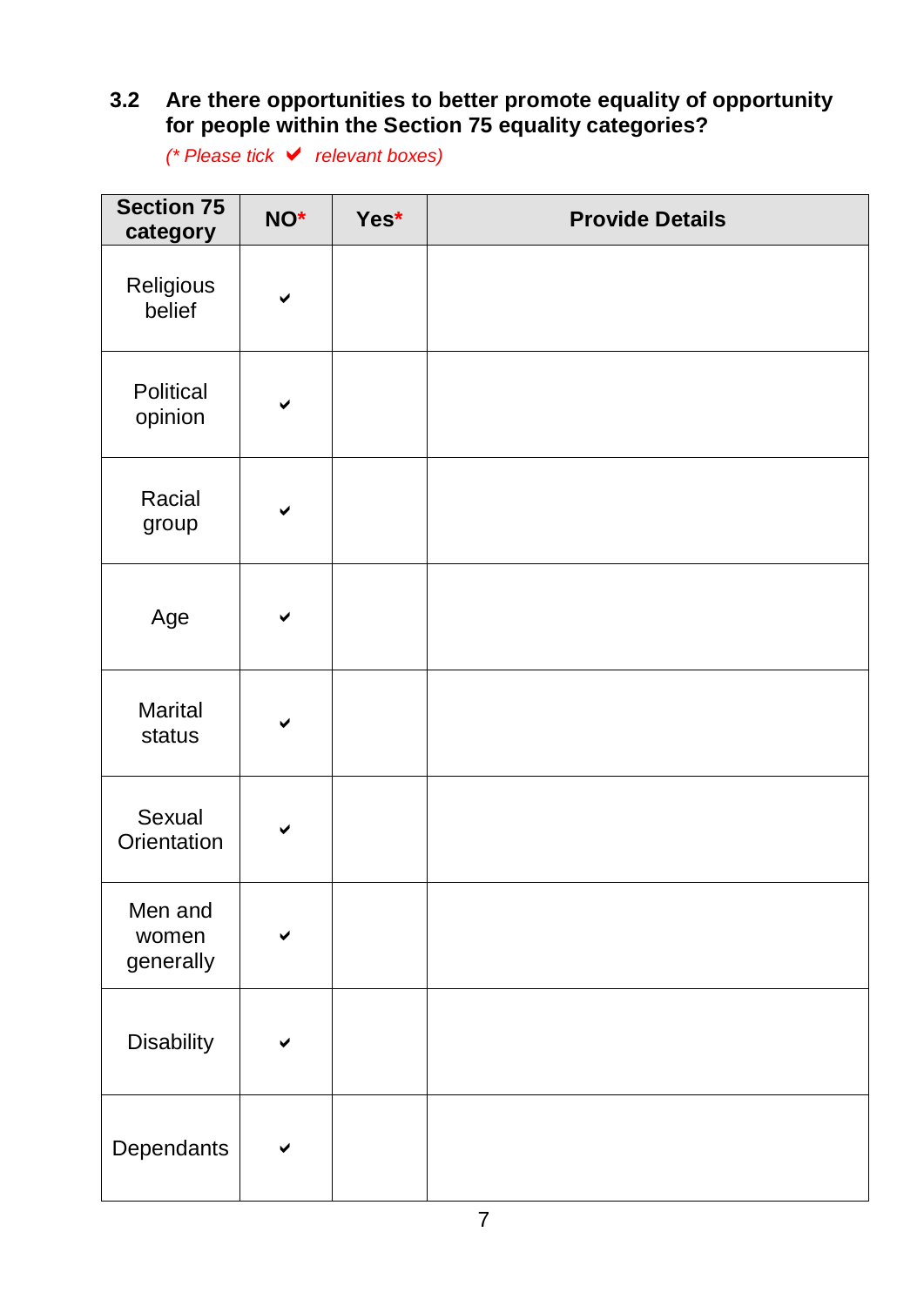### 3.2 Are there opportunities to better promote equality of opportunity for people within the Section 75 equality categories?

*(* Please tick ✔ relevant boxes)*

| Section 75 category | NO* | Yes* | Provide Details |
|---|---|---|---|
| Religious belief | ✔ | | |
| Political opinion | ✔ | | |
| Racial group | ✔ | | |
| Age | ✔ | | |
| Marital status | ✔ | | |
| Sexual Orientation | ✔ | | |
| Men and women generally | ✔ | | |
| Disability | ✔ | | |
| Dependants | ✔ | | |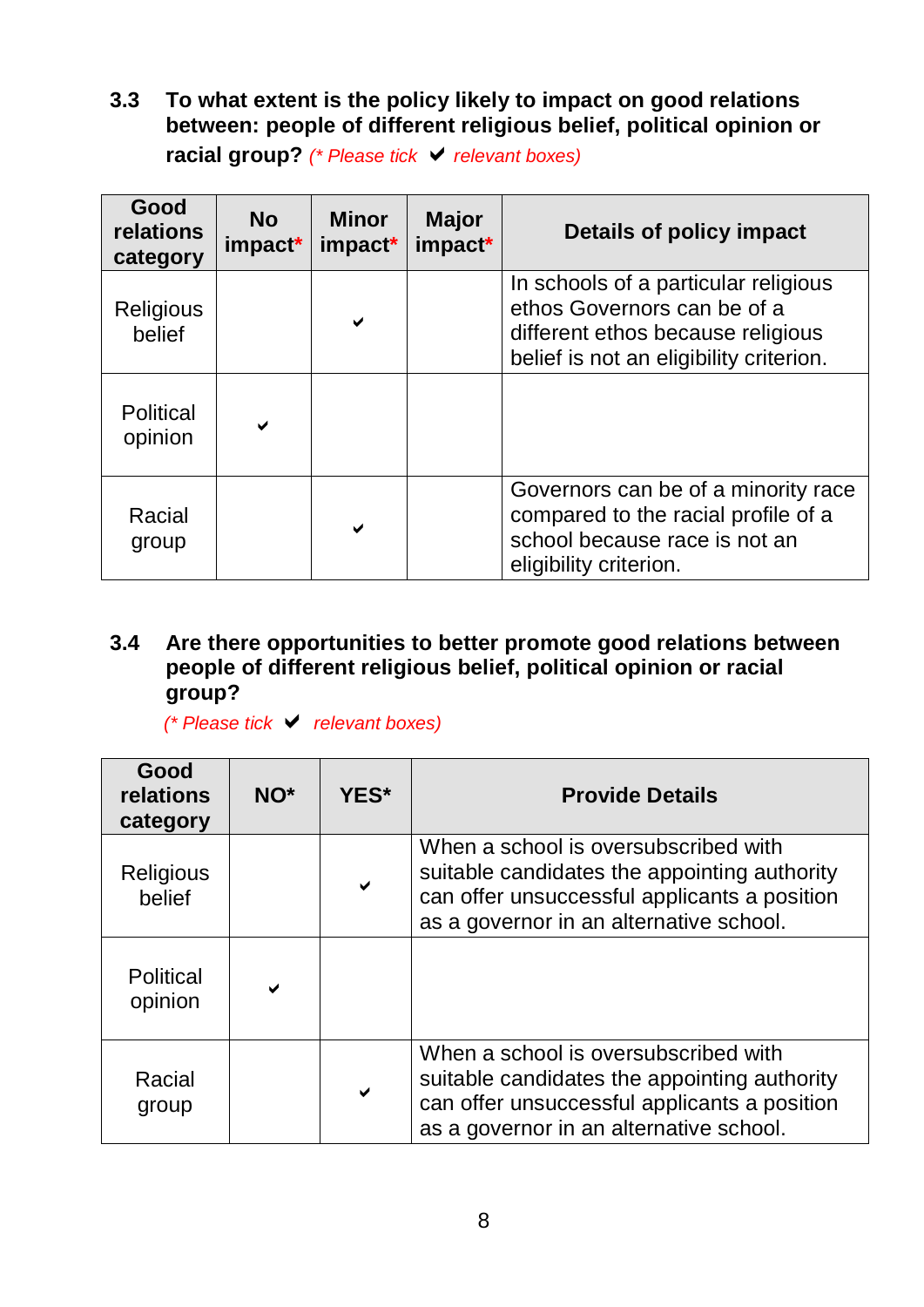### 3.3 To what extent is the policy likely to impact on good relations between: people of different religious belief, political opinion or racial group? *(* Please tick ✔ relevant boxes)*

| Good relations category | No impact* | Minor impact* | Major impact* | Details of policy impact |
|---|---|---|---|---|
| Religious belief | | ✔ | | In schools of a particular religious ethos Governors can be of a different ethos because religious belief is not an eligibility criterion. |
| Political opinion | ✔ | | | |
| Racial group | | ✔ | | Governors can be of a minority race compared to the racial profile of a school because race is not an eligibility criterion. |

### 3.4 Are there opportunities to better promote good relations between people of different religious belief, political opinion or racial group?

*(* Please tick ✔ relevant boxes)*

| Good relations category | NO* | YES* | Provide Details |
|---|---|---|---|
| Religious belief | | ✔ | When a school is oversubscribed with suitable candidates the appointing authority can offer unsuccessful applicants a position as a governor in an alternative school. |
| Political opinion | ✔ | | |
| Racial group | | ✔ | When a school is oversubscribed with suitable candidates the appointing authority can offer unsuccessful applicants a position as a governor in an alternative school. |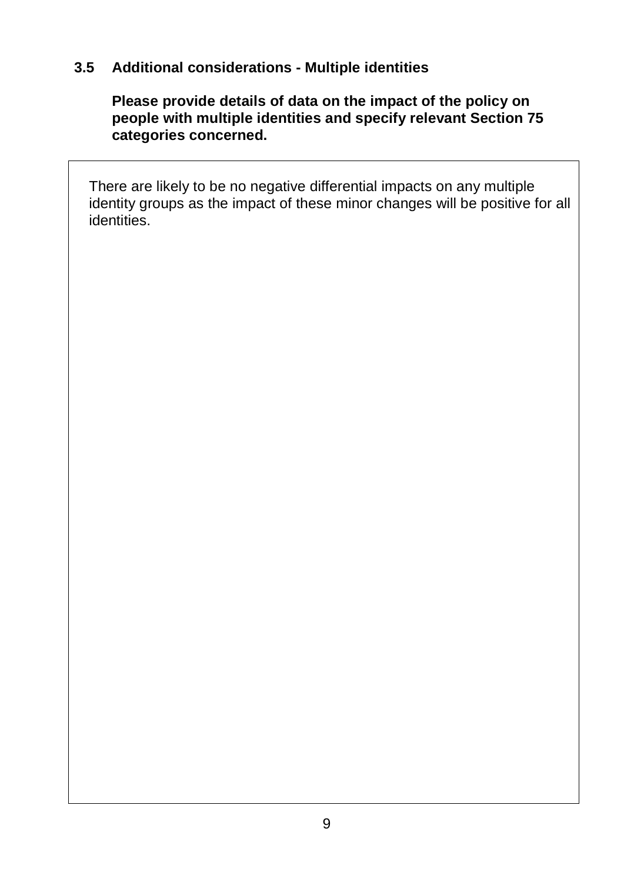### 3.5 Additional considerations - Multiple identities

**Please provide details of data on the impact of the policy on people with multiple identities and specify relevant Section 75 categories concerned.**

There are likely to be no negative differential impacts on any multiple identity groups as the impact of these minor changes will be positive for all identities.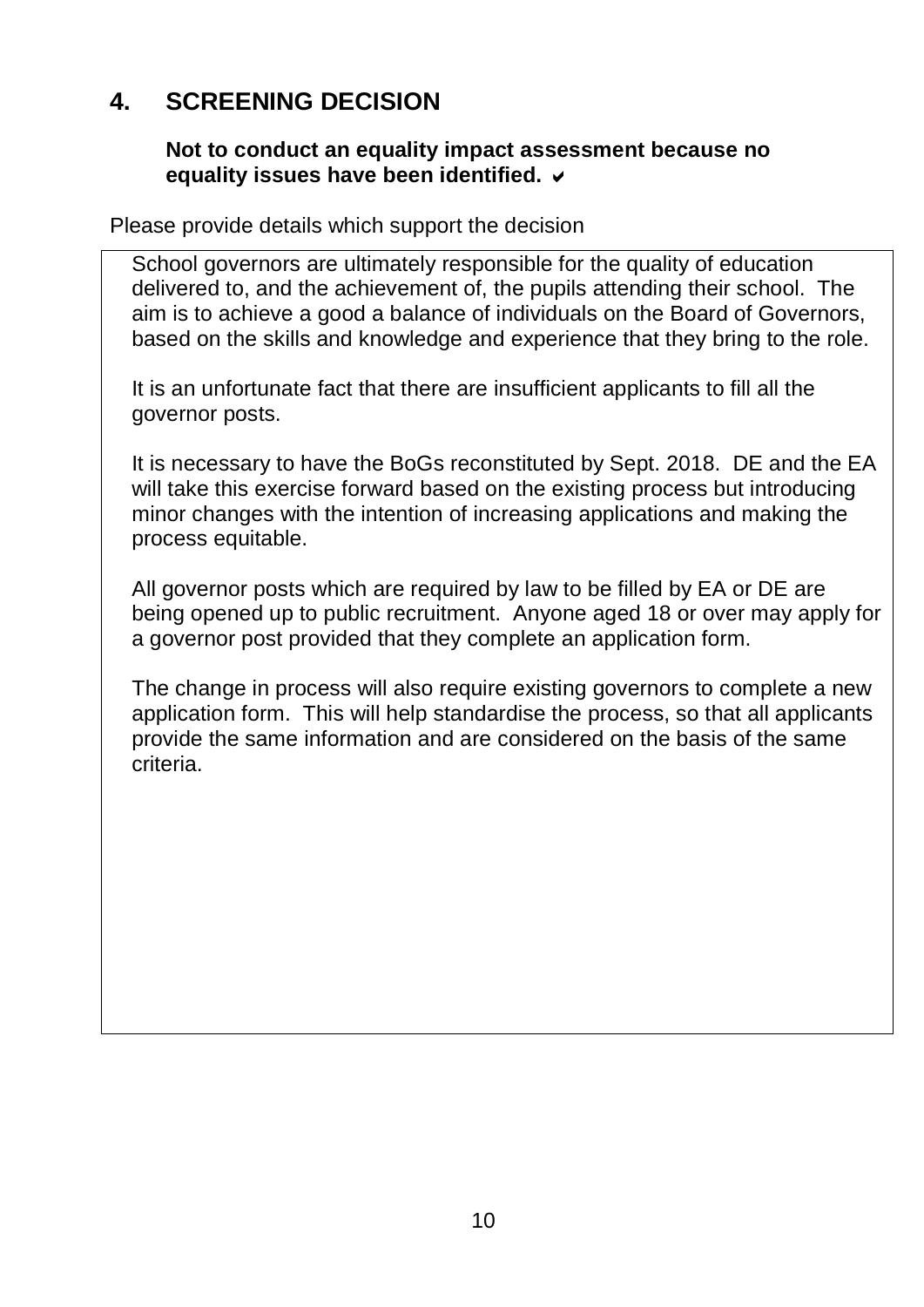## 4. SCREENING DECISION

**Not to conduct an equality impact assessment because no equality issues have been identified.** ✔

Please provide details which support the decision

School governors are ultimately responsible for the quality of education delivered to, and the achievement of, the pupils attending their school. The aim is to achieve a good a balance of individuals on the Board of Governors, based on the skills and knowledge and experience that they bring to the role.

It is an unfortunate fact that there are insufficient applicants to fill all the governor posts.

It is necessary to have the BoGs reconstituted by Sept. 2018. DE and the EA will take this exercise forward based on the existing process but introducing minor changes with the intention of increasing applications and making the process equitable.

All governor posts which are required by law to be filled by EA or DE are being opened up to public recruitment. Anyone aged 18 or over may apply for a governor post provided that they complete an application form.

The change in process will also require existing governors to complete a new application form. This will help standardise the process, so that all applicants provide the same information and are considered on the basis of the same criteria.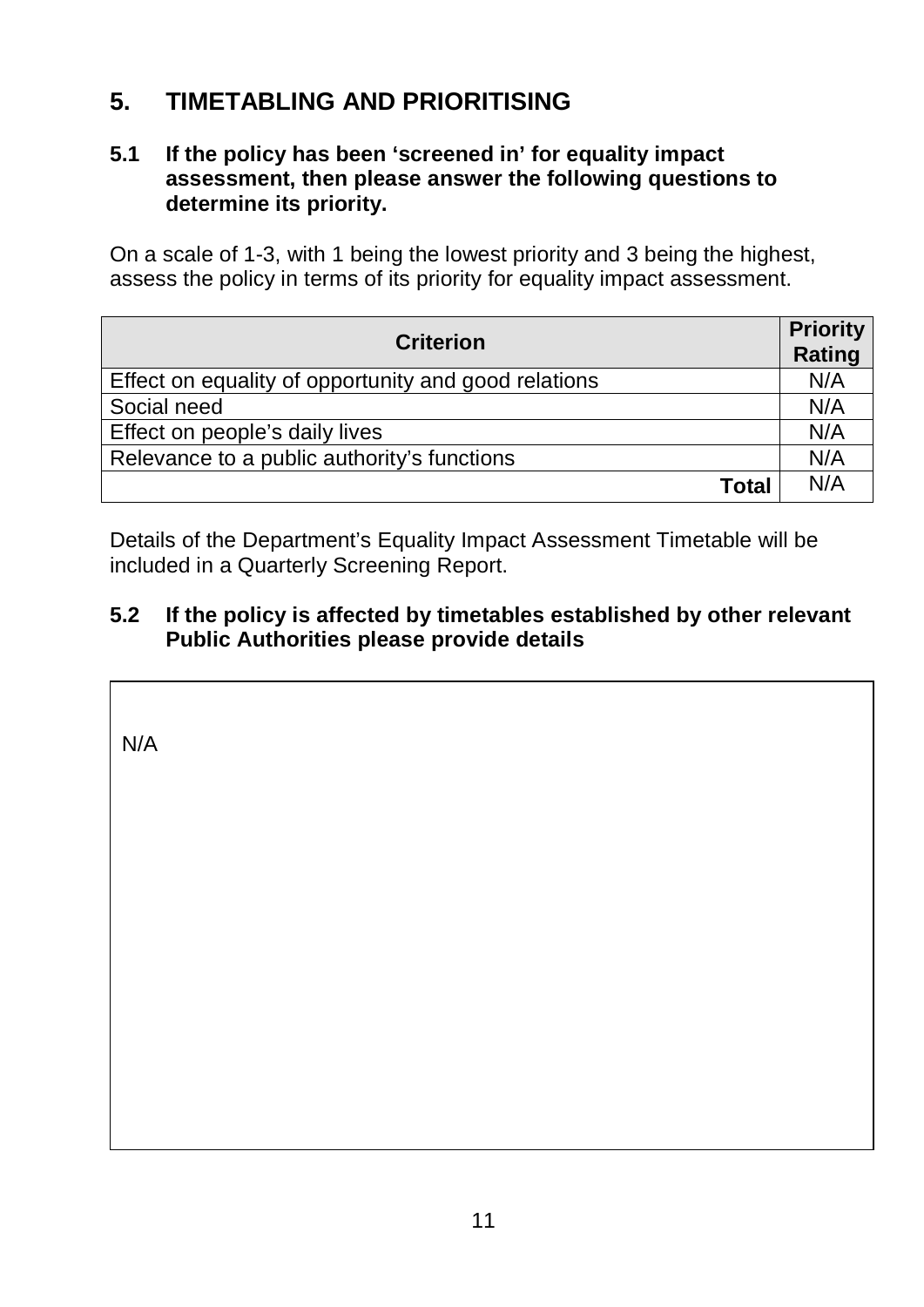## 5. TIMETABLING AND PRIORITISING

### 5.1 If the policy has been 'screened in' for equality impact assessment, then please answer the following questions to determine its priority.

On a scale of 1-3, with 1 being the lowest priority and 3 being the highest, assess the policy in terms of its priority for equality impact assessment.

| Criterion | Priority Rating |
|---|---|
| Effect on equality of opportunity and good relations | N/A |
| Social need | N/A |
| Effect on people's daily lives | N/A |
| Relevance to a public authority's functions | N/A |
| **Total** | N/A |

Details of the Department's Equality Impact Assessment Timetable will be included in a Quarterly Screening Report.

### 5.2 If the policy is affected by timetables established by other relevant Public Authorities please provide details

N/A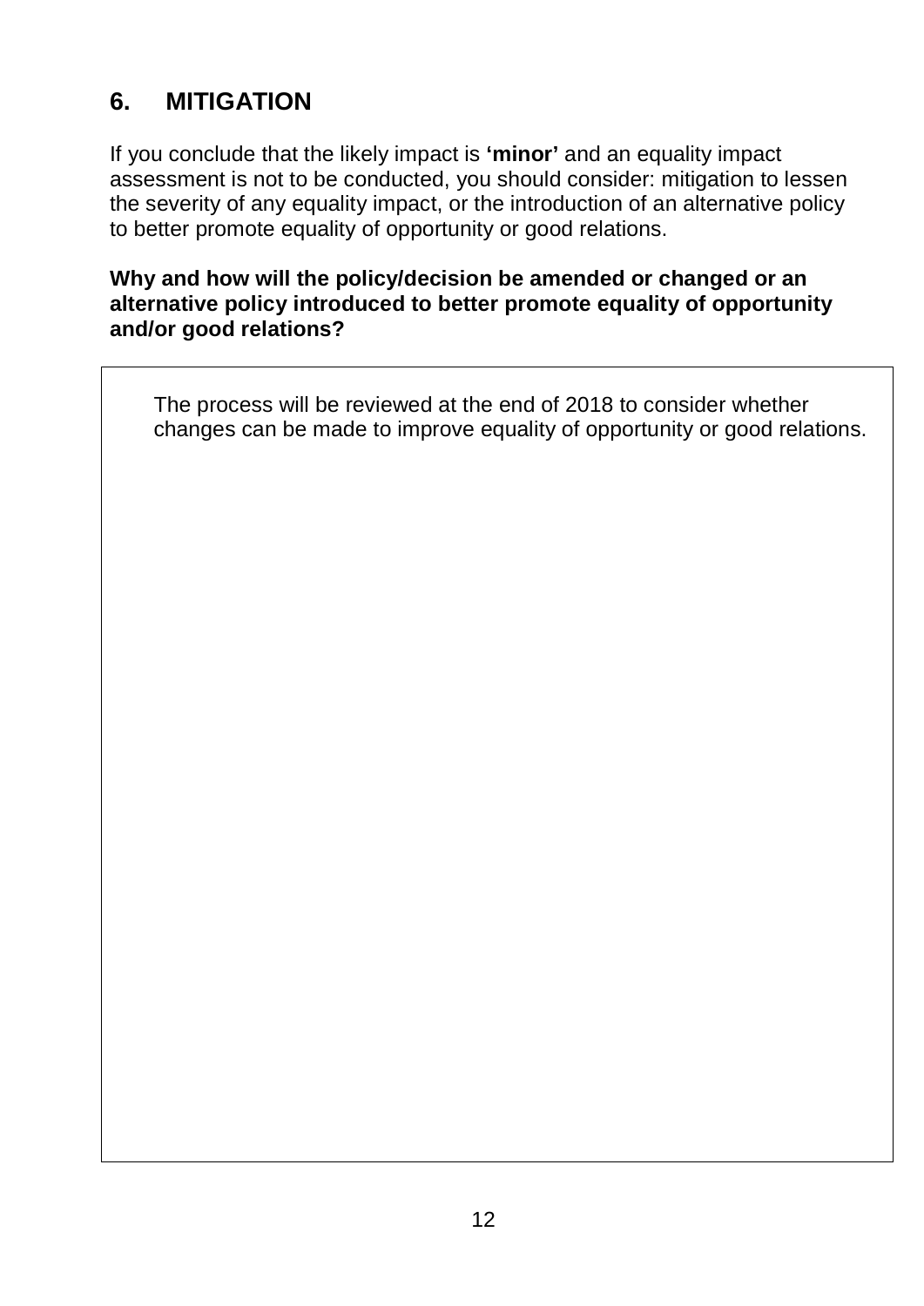## 6. MITIGATION

If you conclude that the likely impact is **'minor'** and an equality impact assessment is not to be conducted, you should consider: mitigation to lessen the severity of any equality impact, or the introduction of an alternative policy to better promote equality of opportunity or good relations.

**Why and how will the policy/decision be amended or changed or an alternative policy introduced to better promote equality of opportunity and/or good relations?**

| The process will be reviewed at the end of 2018 to consider whether changes can be made to improve equality of opportunity or good relations. |
|---|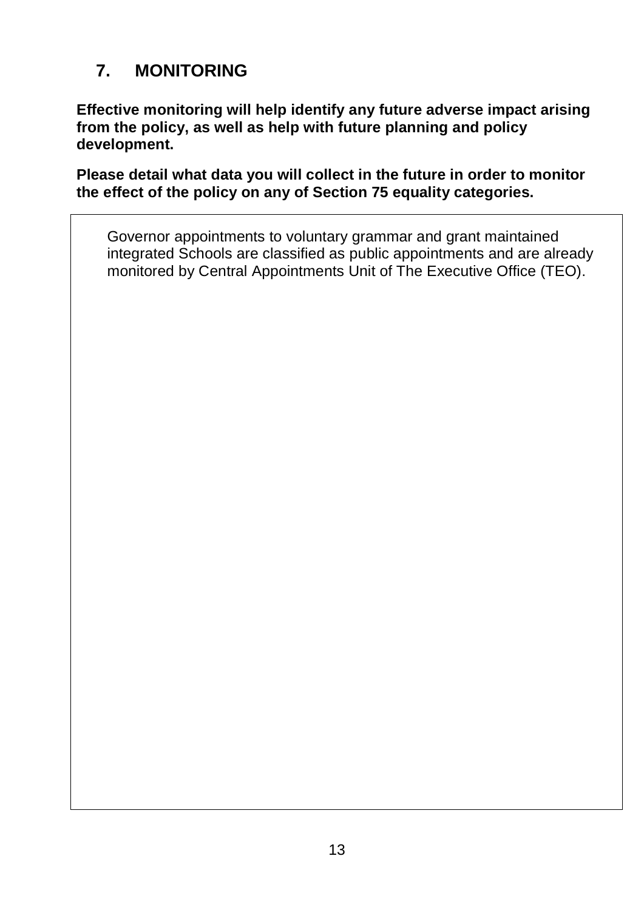## 7. MONITORING

**Effective monitoring will help identify any future adverse impact arising from the policy, as well as help with future planning and policy development.**

**Please detail what data you will collect in the future in order to monitor the effect of the policy on any of Section 75 equality categories.**

| |
|---|
| Governor appointments to voluntary grammar and grant maintained integrated Schools are classified as public appointments and are already monitored by Central Appointments Unit of The Executive Office (TEO). |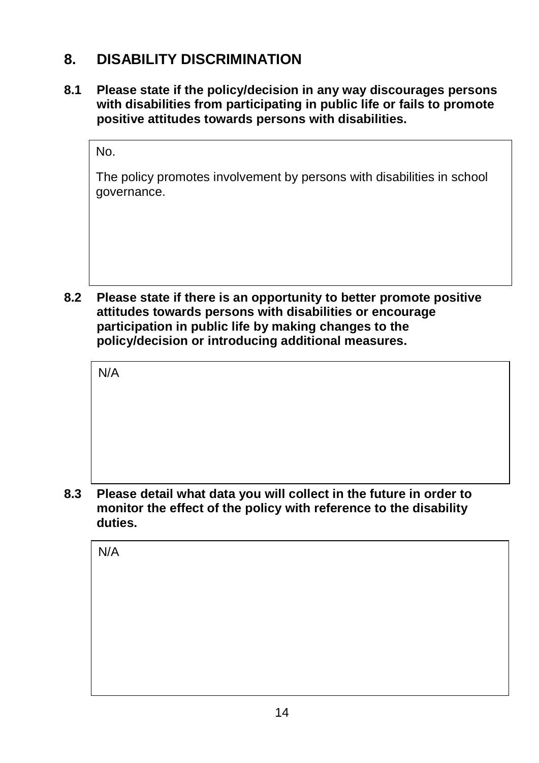## 8. DISABILITY DISCRIMINATION

**8.1 Please state if the policy/decision in any way discourages persons with disabilities from participating in public life or fails to promote positive attitudes towards persons with disabilities.**

> No.
>
> The policy promotes involvement by persons with disabilities in school governance.

**8.2 Please state if there is an opportunity to better promote positive attitudes towards persons with disabilities or encourage participation in public life by making changes to the policy/decision or introducing additional measures.**

> N/A

**8.3 Please detail what data you will collect in the future in order to monitor the effect of the policy with reference to the disability duties.**

> N/A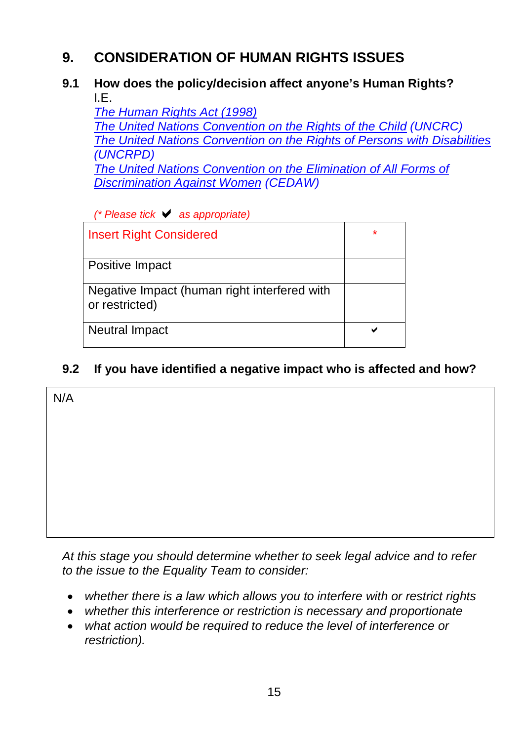## 9. CONSIDERATION OF HUMAN RIGHTS ISSUES

### 9.1 How does the policy/decision affect anyone's Human Rights?

I.E.
*The Human Rights Act (1998)*
*The United Nations Convention on the Rights of the Child (UNCRC)*
*The United Nations Convention on the Rights of Persons with Disabilities (UNCRPD)*
*The United Nations Convention on the Elimination of All Forms of Discrimination Against Women (CEDAW)*

*(\* Please tick ✔ as appropriate)*

| Insert Right Considered | * |
|---|---|
| Positive Impact | |
| Negative Impact (human right interfered with or restricted) | |
| Neutral Impact | ✔ |

### 9.2 If you have identified a negative impact who is affected and how?

N/A

*At this stage you should determine whether to seek legal advice and to refer to the issue to the Equality Team to consider:*

- *whether there is a law which allows you to interfere with or restrict rights*
- *whether this interference or restriction is necessary and proportionate*
- *what action would be required to reduce the level of interference or restriction).*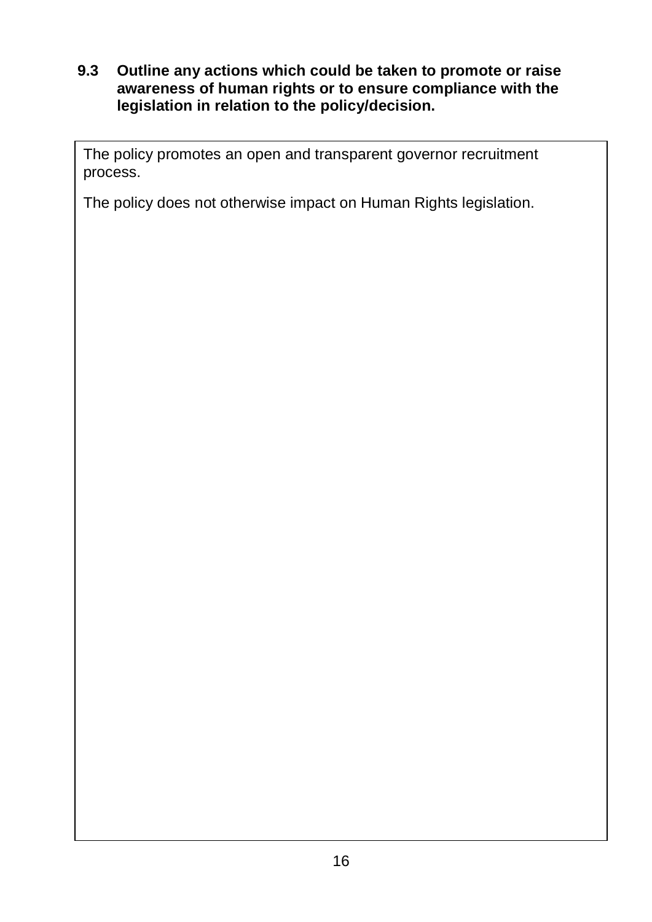**9.3 Outline any actions which could be taken to promote or raise awareness of human rights or to ensure compliance with the legislation in relation to the policy/decision.**

| |
|---|
| The policy promotes an open and transparent governor recruitment process.<br><br>The policy does not otherwise impact on Human Rights legislation. |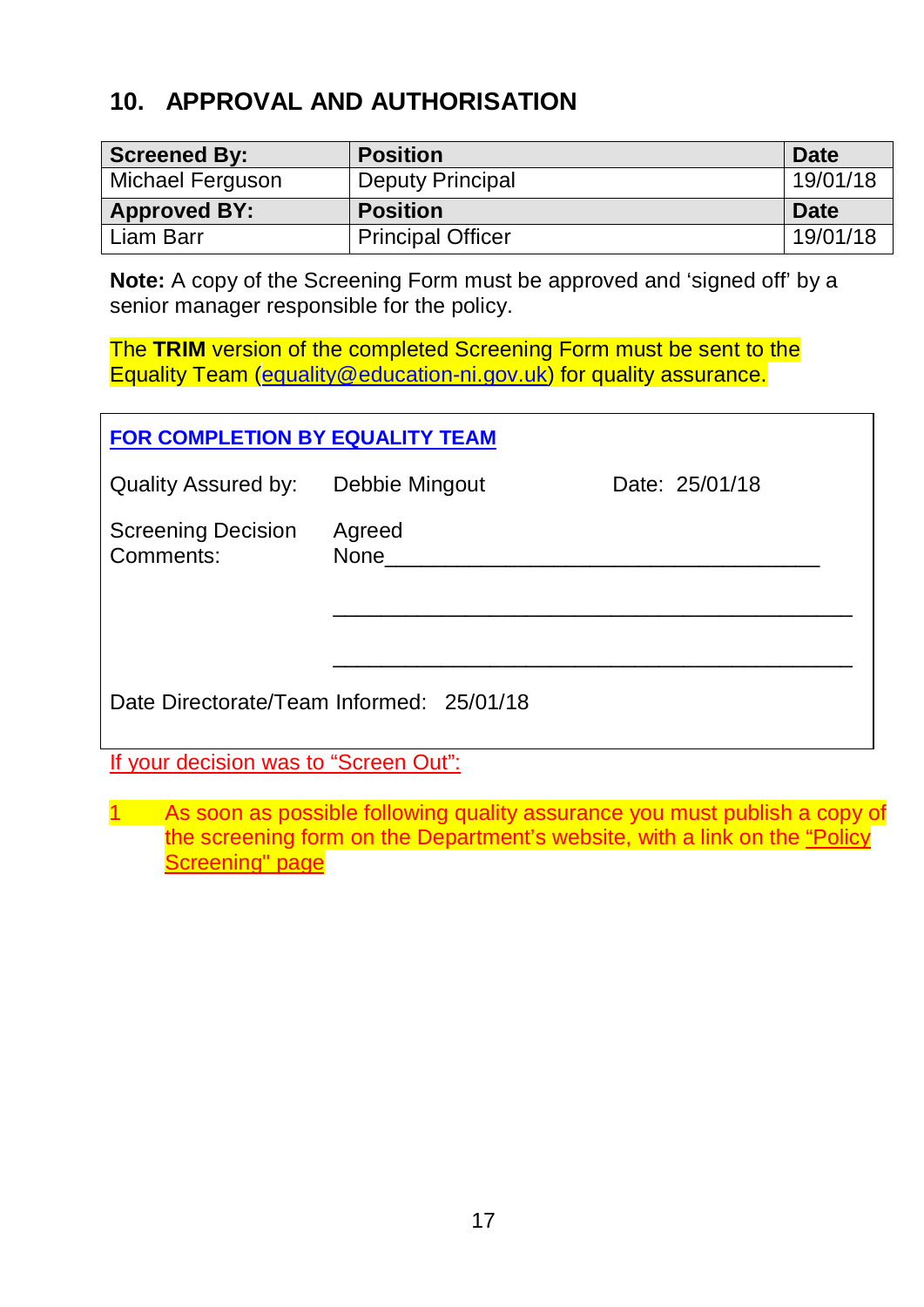## 10. APPROVAL AND AUTHORISATION

| Screened By: | Position | Date |
|---|---|---|
| Michael Ferguson | Deputy Principal | 19/01/18 |
| **Approved BY:** | **Position** | **Date** |
| Liam Barr | Principal Officer | 19/01/18 |

**Note:** A copy of the Screening Form must be approved and 'signed off' by a senior manager responsible for the policy.

The **TRIM** version of the completed Screening Form must be sent to the Equality Team (equality@education-ni.gov.uk) for quality assurance.

**FOR COMPLETION BY EQUALITY TEAM**

Quality Assured by: Debbie Mingout Date: 25/01/18

Screening Decision: Agreed

Comments: None

Date Directorate/Team Informed: 25/01/18

If your decision was to "Screen Out":

1. As soon as possible following quality assurance you must publish a copy of the screening form on the Department's website, with a link on the "Policy Screening" page